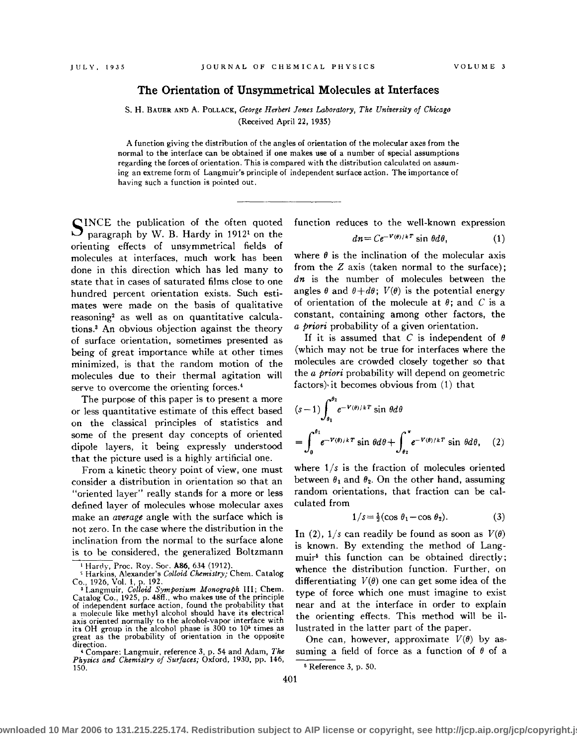# The Orientation of Unsymmetrical Molecules at Interfaces

S. H. BAUER AND A. POLLACK, *George Herbert Jones Laboratory, The University of Chicago*
(Received April 22, 1935)

A function giving the distribution of the angles of orientation of the molecular axes from the normal to the interface can be obtained if one makes use of a number of special assumptions regarding the forces of orientation. This is compared with the distribution calculated on assuming an extreme form of Langmuir's principle of independent surface action. The importance of having such a function is pointed out.

---

SINCE the publication of the often quoted paragraph by W. B. Hardy in 1912[1] on the orienting effects of unsymmetrical fields of molecules at interfaces, much work has been done in this direction which has led many to state that in cases of saturated films close to one hundred percent orientation exists. Such estimates were made on the basis of qualitative reasoning[2] as well as on quantitative calculations.[3] An obvious objection against the theory of surface orientation, sometimes presented as being of great importance while at other times minimized, is that the random motion of the molecules due to their thermal agitation will serve to overcome the orienting forces.[4]

The purpose of this paper is to present a more or less quantitative estimate of this effect based on the classical principles of statistics and some of the present day concepts of oriented dipole layers, it being expressly understood that the picture used is a highly artificial one.

From a kinetic theory point of view, one must consider a distribution in orientation so that an "oriented layer" really stands for a more or less defined layer of molecules whose molecular axes make an *average* angle with the surface which is not zero. In the case where the distribution in the inclination from the normal to the surface alone is to be considered, the generalized Boltzmann function reduces to the well-known expression

$$dn = Ce^{-V(\theta)/kT} \sin \theta d\theta, \tag{1}$$

where $\theta$ is the inclination of the molecular axis from the $Z$ axis (taken normal to the surface); $dn$ is the number of molecules between the angles $\theta$ and $\theta + d\theta$; $V(\theta)$ is the potential energy of orientation of the molecule at $\theta$; and $C$ is a constant, containing among other factors, the *a priori* probability of a given orientation.

If it is assumed that $C$ is independent of $\theta$ (which may not be true for interfaces where the molecules are crowded closely together so that the *a priori* probability will depend on geometric factors) it becomes obvious from (1) that

$$(s-1)\int_{\theta_1}^{\theta_2} e^{-V(\theta)/kT} \sin \theta d\theta = \int_0^{\theta_1} e^{-V(\theta)/kT} \sin \theta d\theta + \int_{\theta_2}^{\pi} e^{-V(\theta)/kT} \sin \theta d\theta, \tag{2}$$

where $1/s$ is the fraction of molecules oriented between $\theta_1$ and $\theta_2$. On the other hand, assuming random orientations, that fraction can be calculated from

$$1/s = \tfrac{1}{2}(\cos \theta_1 - \cos \theta_2). \tag{3}$$

In (2), $1/s$ can readily be found as soon as $V(\theta)$ is known. By extending the method of Langmuir[5] this function can be obtained directly; whence the distribution function. Further, on differentiating $V(\theta)$ one can get some idea of the type of force which one must imagine to exist near and at the interface in order to explain the orienting effects. This method will be illustrated in the latter part of the paper.

One can, however, approximate $V(\theta)$ by assuming a field of force as a function of $\theta$ of a

---

[1] Hardy, Proc. Roy. Soc. **A86**, 634 (1912).

[2] Harkins, Alexander's *Colloid Chemistry;* Chem. Catalog Co., 1926, Vol. 1, p. 192.

[3] Langmuir, *Colloid Symposium Monograph* III; Chem. Catalog Co., 1925, p. 48ff., who makes use of the principle of independent surface action, found the probability that a molecule like methyl alcohol should have its electrical axis oriented normally to the alcohol-vapor interface with its OH group in the alcohol phase is 300 to $10^6$ times as great as the probability of orientation in the opposite direction.

[4] Compare: Langmuir, reference 3, p. 54 and Adam, *The Physics and Chemistry of Surfaces;* Oxford, 1930, pp. 146, 150.

[5] Reference 3, p. 50.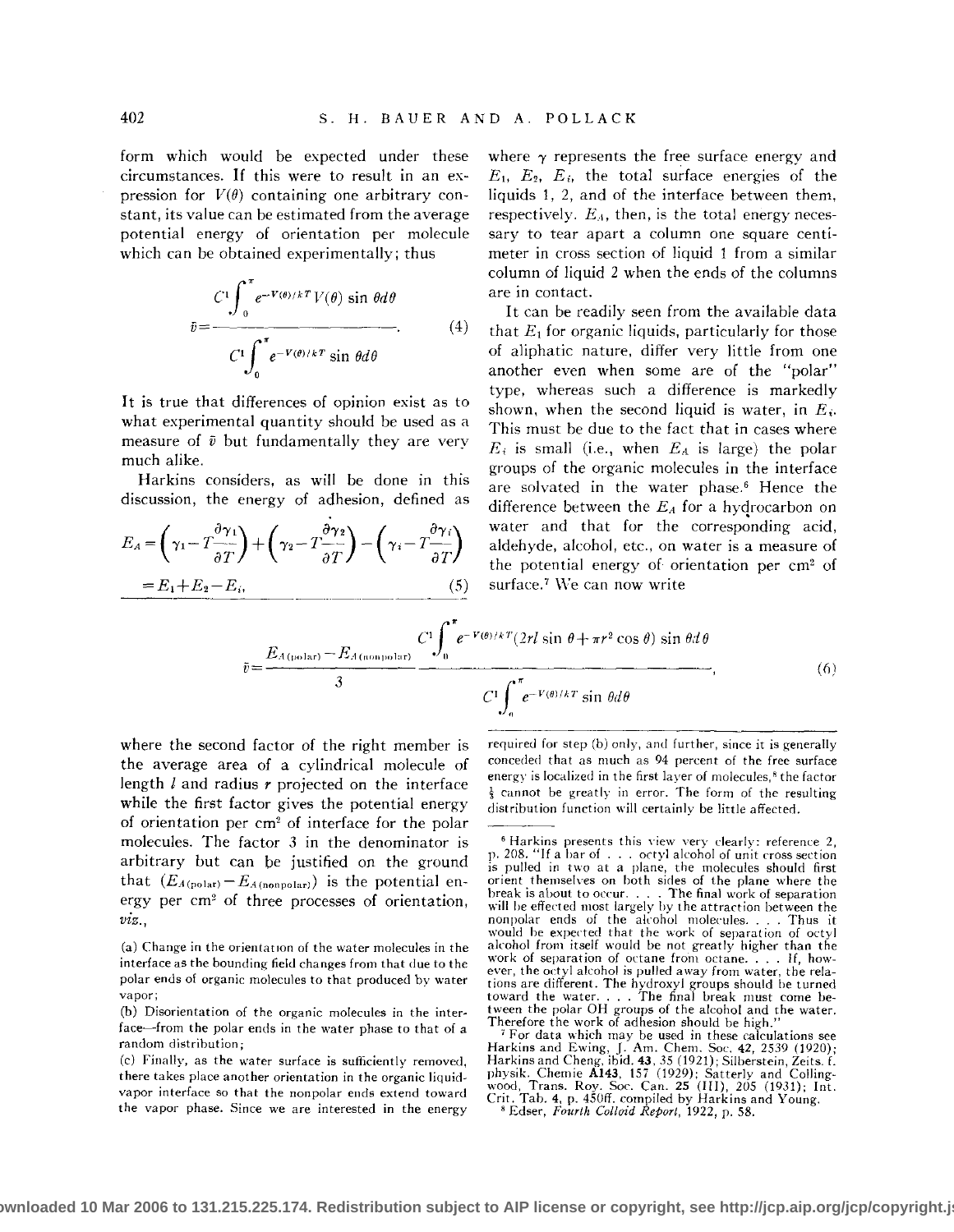form which would be expected under these circumstances. If this were to result in an expression for $V(\theta)$ containing one arbitrary constant, its value can be estimated from the average potential energy of orientation per molecule which can be obtained experimentally; thus

$$\bar{v}=\frac{C^1\int_0^\pi e^{-V(\theta)/kT}V(\theta)\sin\theta d\theta}{C^1\int_0^\pi e^{-V(\theta)/kT}\sin\theta d\theta}. \quad (4)$$

It is true that differences of opinion exist as to what experimental quantity should be used as a measure of $\bar{v}$ but fundamentally they are very much alike.

Harkins considers, as will be done in this discussion, the energy of adhesion, defined as

$$E_A=\left(\gamma_1-T\frac{\partial\gamma_1}{\partial T}\right)+\left(\gamma_2-T\frac{\partial\gamma_2}{\partial T}\right)-\left(\gamma_i-T\frac{\partial\gamma_i}{\partial T}\right)$$
$$=E_1+E_2-E_i, \quad (5)$$

where $\gamma$ represents the free surface energy and $E_1$, $E_2$, $E_i$, the total surface energies of the liquids 1, 2, and of the interface between them, respectively. $E_A$, then, is the total energy necessary to tear apart a column one square centimeter in cross section of liquid 1 from a similar column of liquid 2 when the ends of the columns are in contact.

It can be readily seen from the available data that $E_1$ for organic liquids, particularly for those of aliphatic nature, differ very little from one another even when some are of the "polar" type, whereas such a difference is markedly shown, when the second liquid is water, in $E_i$. This must be due to the fact that in cases where $E_i$ is small (i.e., when $E_A$ is large) the polar groups of the organic molecules in the interface are solvated in the water phase.[6] Hence the difference between the $E_A$ for a hydrocarbon on water and that for the corresponding acid, aldehyde, alcohol, etc., on water is a measure of the potential energy of orientation per cm² of surface.[7] We can now write

$$\bar{v}=\frac{E_{A(\text{polar})}-E_{A(\text{nonpolar})}}{3}\frac{C^1\int_0^\pi e^{-V(\theta)/kT}(2rl\sin\theta+\pi r^2\cos\theta)\sin\theta d\theta}{C^1\int_0^\pi e^{-V(\theta)/kT}\sin\theta d\theta}, \quad (6)$$

where the second factor of the right member is the average area of a cylindrical molecule of length $l$ and radius $r$ projected on the interface while the first factor gives the potential energy of orientation per cm² of interface for the polar molecules. The factor 3 in the denominator is arbitrary but can be justified on the ground that $(E_{A(\text{polar})}-E_{A(\text{nonpolar})})$ is the potential energy per cm² of three processes of orientation, *viz.*,

(a) Change in the orientation of the water molecules in the interface as the bounding field changes from that due to the polar ends of organic molecules to that produced by water vapor;

(b) Disorientation of the organic molecules in the interface—from the polar ends in the water phase to that of a random distribution;

(c) Finally, as the water surface is sufficiently removed, there takes place another orientation in the organic liquid-vapor interface so that the nonpolar ends extend toward the vapor phase. Since we are interested in the energy required for step (b) only, and further, since it is generally conceded that as much as 94 percent of the free surface energy is localized in the first layer of molecules,[8] the factor $\frac{1}{3}$ cannot be greatly in error. The form of the resulting distribution function will certainly be little affected.

---

[6] Harkins presents this view very clearly: reference 2, p. 208. "If a bar of . . . octyl alcohol of unit cross section is pulled in two at a plane, the molecules should first orient themselves on both sides of the plane where the break is about to occur. . . . The final work of separation will be effected most largely by the attraction between the nonpolar ends of the alcohol molecules. . . . Thus it would be expected that the work of separation of octyl alcohol from itself would be not greatly higher than the work of separation of octane from octane. . . . If, however, the octyl alcohol is pulled away from water, the relations are different. The hydroxyl groups should be turned toward the water. . . . The final break must come between the polar OH groups of the alcohol and the water. Therefore the work of adhesion should be high."

[7] For data which may be used in these calculations see Harkins and Ewing, J. Am. Chem. Soc. **42**, 2539 (1920); Harkins and Cheng, ibid. **43**, 35 (1921); Silberstein, Zeits. f. physik. Chemie **A143**, 157 (1929); Satterly and Collingwood, Trans. Roy. Soc. Can. **25** (III), 205 (1931); Int. Crit. Tab. **4**, p. 450ff. compiled by Harkins and Young.

[8] Edser, *Fourth Colloid Report*, 1922, p. 58.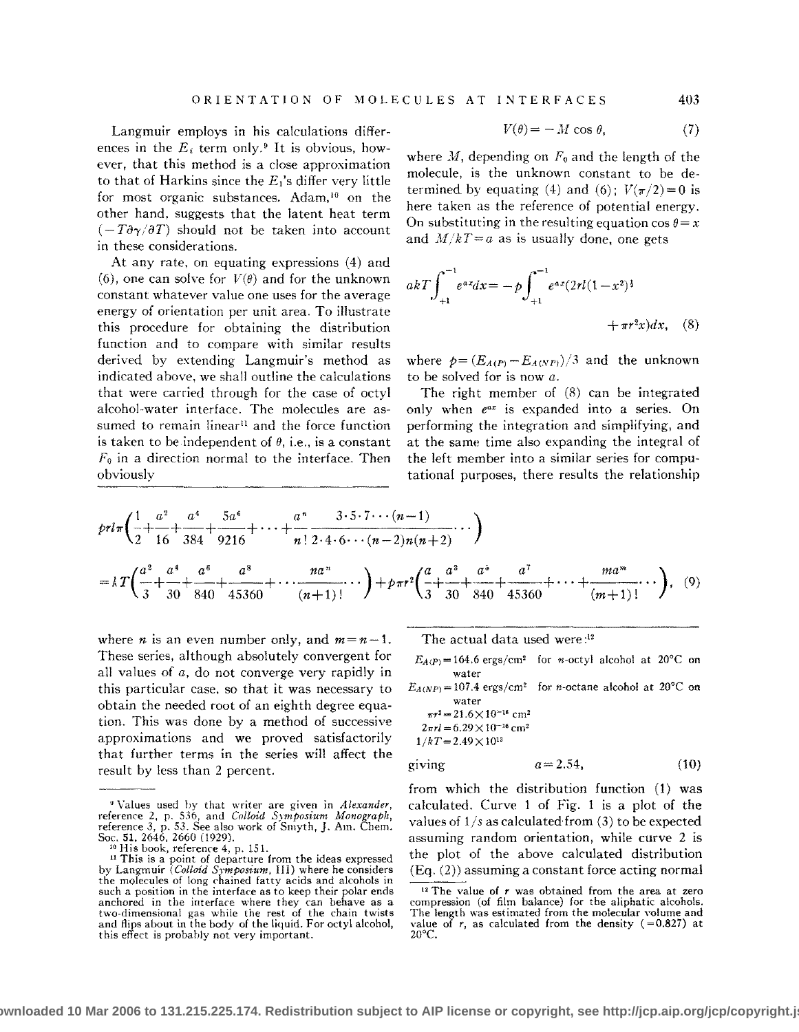Langmuir employs in his calculations differences in the $E_i$ term only.[9] It is obvious, however, that this method is a close approximation to that of Harkins since the $E_i$'s differ very little for most organic substances. Adam,[10] on the other hand, suggests that the latent heat term $(-T\partial\gamma/\partial T)$ should not be taken into account in these considerations.

At any rate, on equating expressions (4) and (6), one can solve for $V(\theta)$ and for the unknown constant whatever value one uses for the average energy of orientation per unit area. To illustrate this procedure for obtaining the distribution function and to compare with similar results derived by extending Langmuir's method as indicated above, we shall outline the calculations that were carried through for the case of octyl alcohol-water interface. The molecules are assumed to remain linear[11] and the force function is taken to be independent of $\theta$, i.e., is a constant $F_0$ in a direction normal to the interface. Then obviously

$$V(\theta) = -M\cos\theta, \quad (7)$$

where $M$, depending on $F_0$ and the length of the molecule, is the unknown constant to be determined by equating (4) and (6); $V(\pi/2)=0$ is here taken as the reference of potential energy. On substituting in the resulting equation $\cos\theta = x$ and $M/kT=a$ as is usually done, one gets

$$akT\int_{+1}^{-1} e^{ax}dx = -p\int_{+1}^{-1} e^{ax}(2rl(1-x^2)^{\frac{1}{2}} + \pi r^2 x)dx, \quad (8)$$

where $p=(E_{A(P)}-E_{A(NP)})/3$ and the unknown to be solved for is now $a$.

The right member of (8) can be integrated only when $e^{ax}$ is expanded into a series. On performing the integration and simplifying, and at the same time also expanding the integral of the left member into a similar series for computational purposes, there results the relationship

$$prl\pi\left(\frac{1}{2}+\frac{a^2}{16}+\frac{a^4}{384}+\frac{5a^6}{9216}+\cdots+\frac{a^n}{n!}\frac{3\cdot5\cdot7\cdots(n-1)}{2\cdot4\cdot6\cdots(n-2)n(n+2)}\cdots\right)$$
$$=kT\left(\frac{a^2}{3}+\frac{a^4}{30}+\frac{a^6}{840}+\frac{a^8}{45360}+\cdots\frac{na^n}{(n+1)!}\cdots\right)+p\pi r^2\left(\frac{a}{3}+\frac{a^3}{30}+\frac{a^5}{840}+\frac{a^7}{45360}+\cdots+\frac{ma^m}{(m+1)!}\cdots\right), \quad (9)$$

where $n$ is an even number only, and $m=n-1$. These series, although absolutely convergent for all values of $a$, do not converge very rapidly in this particular case, so that it was necessary to obtain the needed root of an eighth degree equation. This was done by a method of successive approximations and we proved satisfactorily that further terms in the series will affect the result by less than 2 percent.

The actual data used were:[12]

$E_{A(P)} = 164.6$ ergs/cm² for $n$-octyl alcohol at 20°C on water
$E_{A(NP)} = 107.4$ ergs/cm² for $n$-octane alcohol at 20°C on water
$\pi r^2 = 21.6\times10^{-16}$ cm²
$2\pi rl = 6.29\times10^{-16}$ cm²
$1/kT = 2.49\times10^{13}$

giving
$$a = 2.54, \quad (10)$$

from which the distribution function (1) was calculated. Curve 1 of Fig. 1 is a plot of the values of $1/s$ as calculated from (3) to be expected assuming random orientation, while curve 2 is the plot of the above calculated distribution (Eq. (2)) assuming a constant force acting normal

[9] Values used by that writer are given in *Alexander*, reference 2, p. 536, and *Colloid Symposium Monograph*, reference 3, p. 53. See also work of Smyth, J. Am. Chem. Soc. 51, 2646, 2660 (1929).

[10] His book, reference 4, p. 151.

[11] This is a point of departure from the ideas expressed by Langmuir (*Colloid Symposium*, III) where he considers the molecules of long chained fatty acids and alcohols in such a position in the interface as to keep their polar ends anchored in the interface where they can behave as a two-dimensional gas while the rest of the chain twists and flips about in the body of the liquid. For octyl alcohol, this effect is probably not very important.

[12] The value of $r$ was obtained from the area at zero compression (of film balance) for the aliphatic alcohols. The length was estimated from the molecular volume and value of $r$, as calculated from the density (=0.827) at 20°C.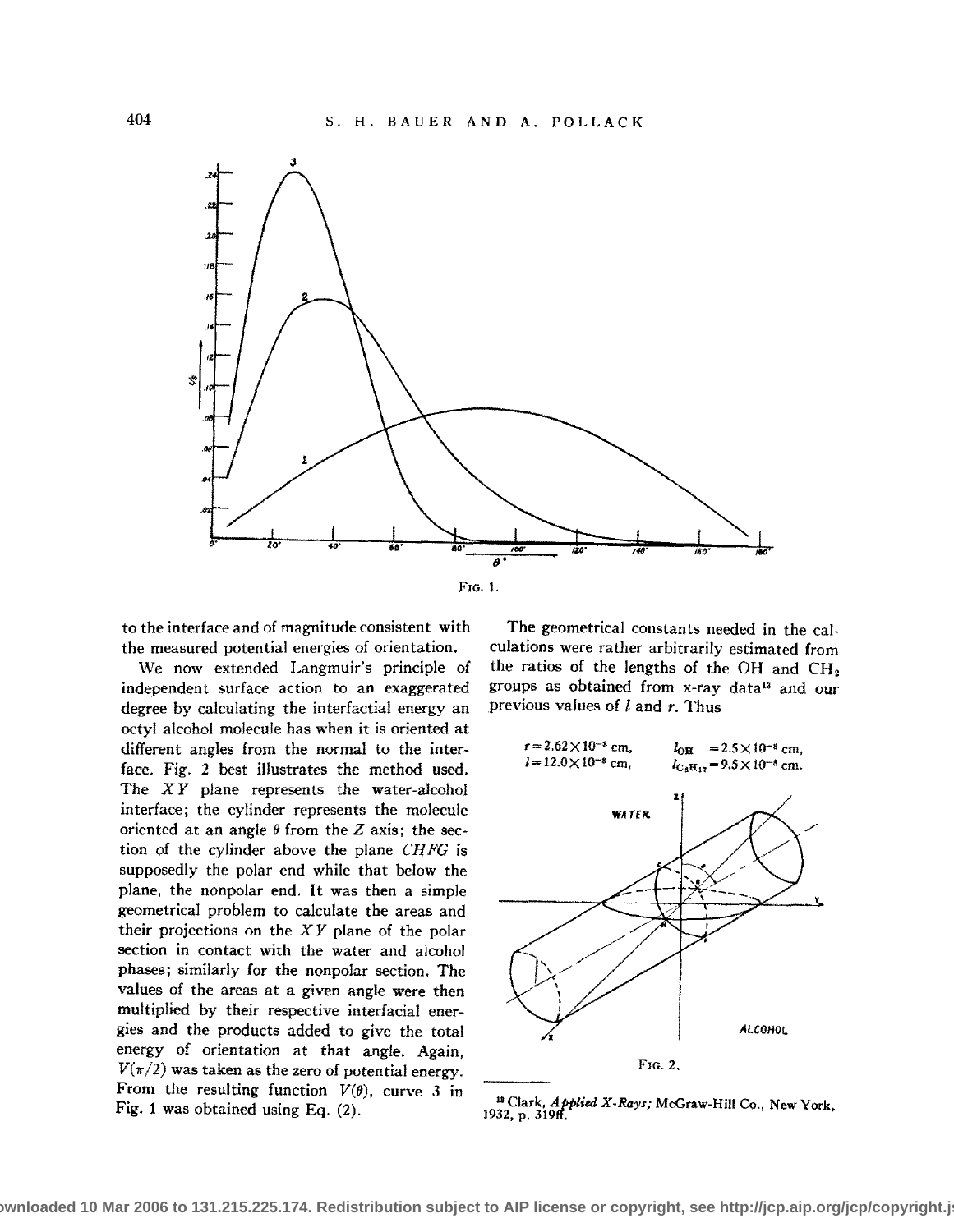FIG. 1.

to the interface and of magnitude consistent with the measured potential energies of orientation.

We now extended Langmuir's principle of independent surface action to an exaggerated degree by calculating the interfacial energy an octyl alcohol molecule has when it is oriented at different angles from the normal to the interface. Fig. 2 best illustrates the method used. The $XY$ plane represents the water-alcohol interface; the cylinder represents the molecule oriented at an angle $\theta$ from the $Z$ axis; the section of the cylinder above the plane $CHFG$ is supposedly the polar end while that below the plane, the nonpolar end. It was then a simple geometrical problem to calculate the areas and their projections on the $XY$ plane of the polar section in contact with the water and alcohol phases; similarly for the nonpolar section. The values of the areas at a given angle were then multiplied by their respective interfacial energies and the products added to give the total energy of orientation at that angle. Again, $V(\pi/2)$ was taken as the zero of potential energy. From the resulting function $V(\theta)$, curve 3 in Fig. 1 was obtained using Eq. (2).

The geometrical constants needed in the calculations were rather arbitrarily estimated from the ratios of the lengths of the OH and $CH_2$ groups as obtained from x-ray data[13] and our previous values of $l$ and $r$. Thus

$$r = 2.62\times10^{-8}\ \text{cm},\qquad l_{OH} = 2.5\times10^{-8}\ \text{cm},$$
$$l = 12.0\times10^{-8}\ \text{cm},\qquad l_{C_8H_{17}} = 9.5\times10^{-8}\ \text{cm}.$$

FIG. 2.

[13] Clark, *Applied X-Rays;* McGraw-Hill Co., New York, 1932, p. 319ff.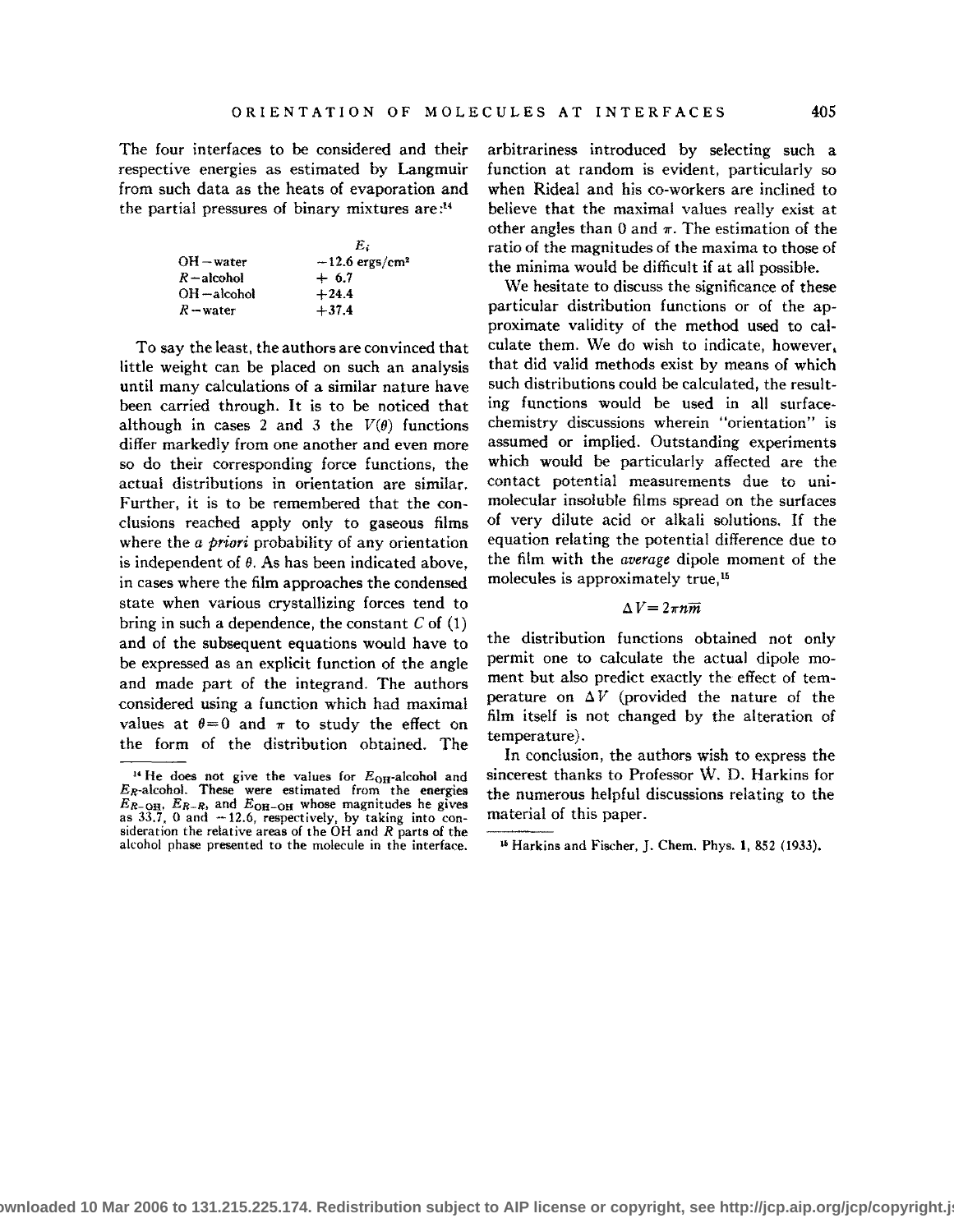The four interfaces to be considered and their respective energies as estimated by Langmuir from such data as the heats of evaporation and the partial pressures of binary mixtures are:[14]

| | $E_i$ |
|---|---|
| OH—water | $-12.6$ ergs/cm$^2$ |
| $R$—alcohol | $+6.7$ |
| OH—alcohol | $+24.4$ |
| $R$—water | $+37.4$ |

To say the least, the authors are convinced that little weight can be placed on such an analysis until many calculations of a similar nature have been carried through. It is to be noticed that although in cases 2 and 3 the $V(\theta)$ functions differ markedly from one another and even more so do their corresponding force functions, the actual distributions in orientation are similar. Further, it is to be remembered that the conclusions reached apply only to gaseous films where the *a priori* probability of any orientation is independent of $\theta$. As has been indicated above, in cases where the film approaches the condensed state when various crystallizing forces tend to bring in such a dependence, the constant $C$ of (1) and of the subsequent equations would have to be expressed as an explicit function of the angle and made part of the integrand. The authors considered using a function which had maximal values at $\theta=0$ and $\pi$ to study the effect on the form of the distribution obtained. The arbitrariness introduced by selecting such a function at random is evident, particularly so when Rideal and his co-workers are inclined to believe that the maximal values really exist at other angles than 0 and $\pi$. The estimation of the ratio of the magnitudes of the maxima to those of the minima would be difficult if at all possible.

We hesitate to discuss the significance of these particular distribution functions or of the approximate validity of the method used to calculate them. We do wish to indicate, however, that did valid methods exist by means of which such distributions could be calculated, the resulting functions would be used in all surface-chemistry discussions wherein "orientation" is assumed or implied. Outstanding experiments which would be particularly affected are the contact potential measurements due to unimolecular insoluble films spread on the surfaces of very dilute acid or alkali solutions. If the equation relating the potential difference due to the film with the *average* dipole moment of the molecules is approximately true,[15]

$$\Delta V = 2\pi n\bar{m}$$

the distribution functions obtained not only permit one to calculate the actual dipole moment but also predict exactly the effect of temperature on $\Delta V$ (provided the nature of the film itself is not changed by the alteration of temperature).

In conclusion, the authors wish to express the sincerest thanks to Professor W. D. Harkins for the numerous helpful discussions relating to the material of this paper.

[14] He does not give the values for $E_{\text{OH}}$-alcohol and $E_R$-alcohol. These were estimated from the energies $E_{R-\text{OH}}$, $E_{R-R}$, and $E_{\text{OH}-\text{OH}}$ whose magnitudes he gives as 33.7, 0 and $-12.6$, respectively, by taking into consideration the relative areas of the OH and $R$ parts of the alcohol phase presented to the molecule in the interface.

[15] Harkins and Fischer, J. Chem. Phys. **1**, 852 (1933).